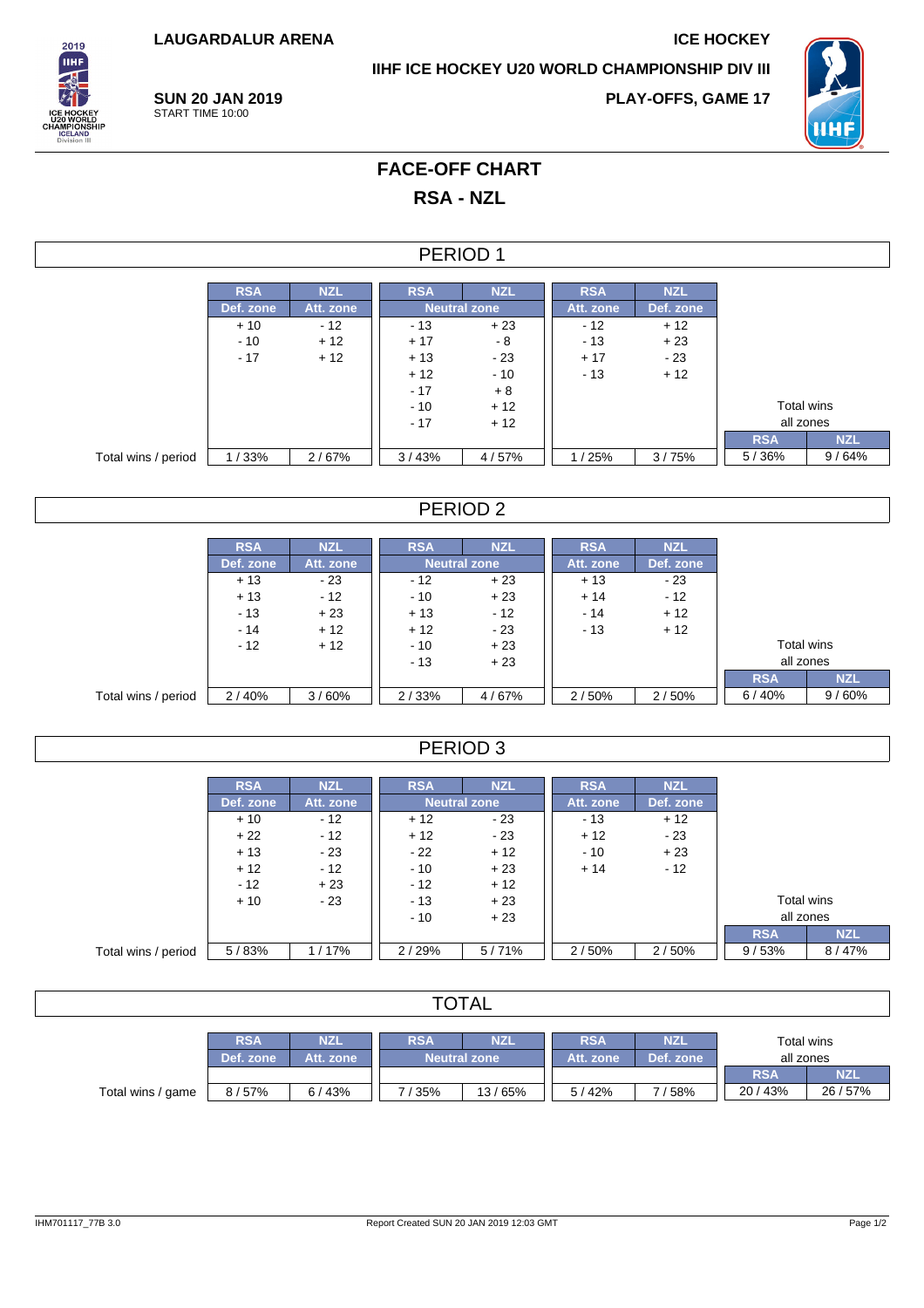LAUGARDALUR ARENA

ICE HOCKEY

IIHF ICE HOCKEY U20 WORLD CHAMPIONSHIP DIV III

**SUN 20 JAN 2019**
START TIME 10:00

**PLAY-OFFS, GAME 17**

# FACE-OFF CHART

## RSA - NZL

### PERIOD 1

| | RSA | NZL | RSA | NZL | RSA | NZL | | |
|---|---|---|---|---|---|---|---|---|
| | Def. zone | Att. zone | Neutral zone | | Att. zone | Def. zone | | |
| | + 10 | - 12 | - 13 | + 23 | - 12 | + 12 | | |
| | - 10 | + 12 | + 17 | - 8 | - 13 | + 23 | | |
| | - 17 | + 12 | + 13 | - 23 | + 17 | - 23 | | |
| | | | + 12 | - 10 | - 13 | + 12 | | |
| | | | - 17 | + 8 | | | | |
| | | | - 10 | + 12 | | | Total wins all zones | |
| | | | - 17 | + 12 | | | RSA | NZL |
| Total wins / period | 1 / 33% | 2 / 67% | 3 / 43% | 4 / 57% | 1 / 25% | 3 / 75% | 5 / 36% | 9 / 64% |

### PERIOD 2

| | RSA | NZL | RSA | NZL | RSA | NZL | | |
|---|---|---|---|---|---|---|---|---|
| | Def. zone | Att. zone | Neutral zone | | Att. zone | Def. zone | | |
| | + 13 | - 23 | - 12 | + 23 | + 13 | - 23 | | |
| | + 13 | - 12 | - 10 | + 23 | + 14 | - 12 | | |
| | - 13 | + 23 | + 13 | - 12 | - 14 | + 12 | | |
| | - 14 | + 12 | + 12 | - 23 | - 13 | + 12 | | |
| | - 12 | + 12 | - 10 | + 23 | | | Total wins all zones | |
| | | | - 13 | + 23 | | | RSA | NZL |
| Total wins / period | 2 / 40% | 3 / 60% | 2 / 33% | 4 / 67% | 2 / 50% | 2 / 50% | 6 / 40% | 9 / 60% |

### PERIOD 3

| | RSA | NZL | RSA | NZL | RSA | NZL | | |
|---|---|---|---|---|---|---|---|---|
| | Def. zone | Att. zone | Neutral zone | | Att. zone | Def. zone | | |
| | + 10 | - 12 | + 12 | - 23 | - 13 | + 12 | | |
| | + 22 | - 12 | + 12 | - 23 | + 12 | - 23 | | |
| | + 13 | - 23 | - 22 | + 12 | - 10 | + 23 | | |
| | + 12 | - 12 | - 10 | + 23 | + 14 | - 12 | | |
| | - 12 | + 23 | - 12 | + 12 | | | | |
| | + 10 | - 23 | - 13 | + 23 | | | Total wins all zones | |
| | | | - 10 | + 23 | | | RSA | NZL |
| Total wins / period | 5 / 83% | 1 / 17% | 2 / 29% | 5 / 71% | 2 / 50% | 2 / 50% | 9 / 53% | 8 / 47% |

### TOTAL

| | RSA | NZL | RSA | NZL | RSA | NZL | Total wins all zones | |
|---|---|---|---|---|---|---|---|---|
| | Def. zone | Att. zone | Neutral zone | | Att. zone | Def. zone | RSA | NZL |
| Total wins / game | 8 / 57% | 6 / 43% | 7 / 35% | 13 / 65% | 5 / 42% | 7 / 58% | 20 / 43% | 26 / 57% |

IHM701117_77B 3.0 Report Created SUN 20 JAN 2019 12:03 GMT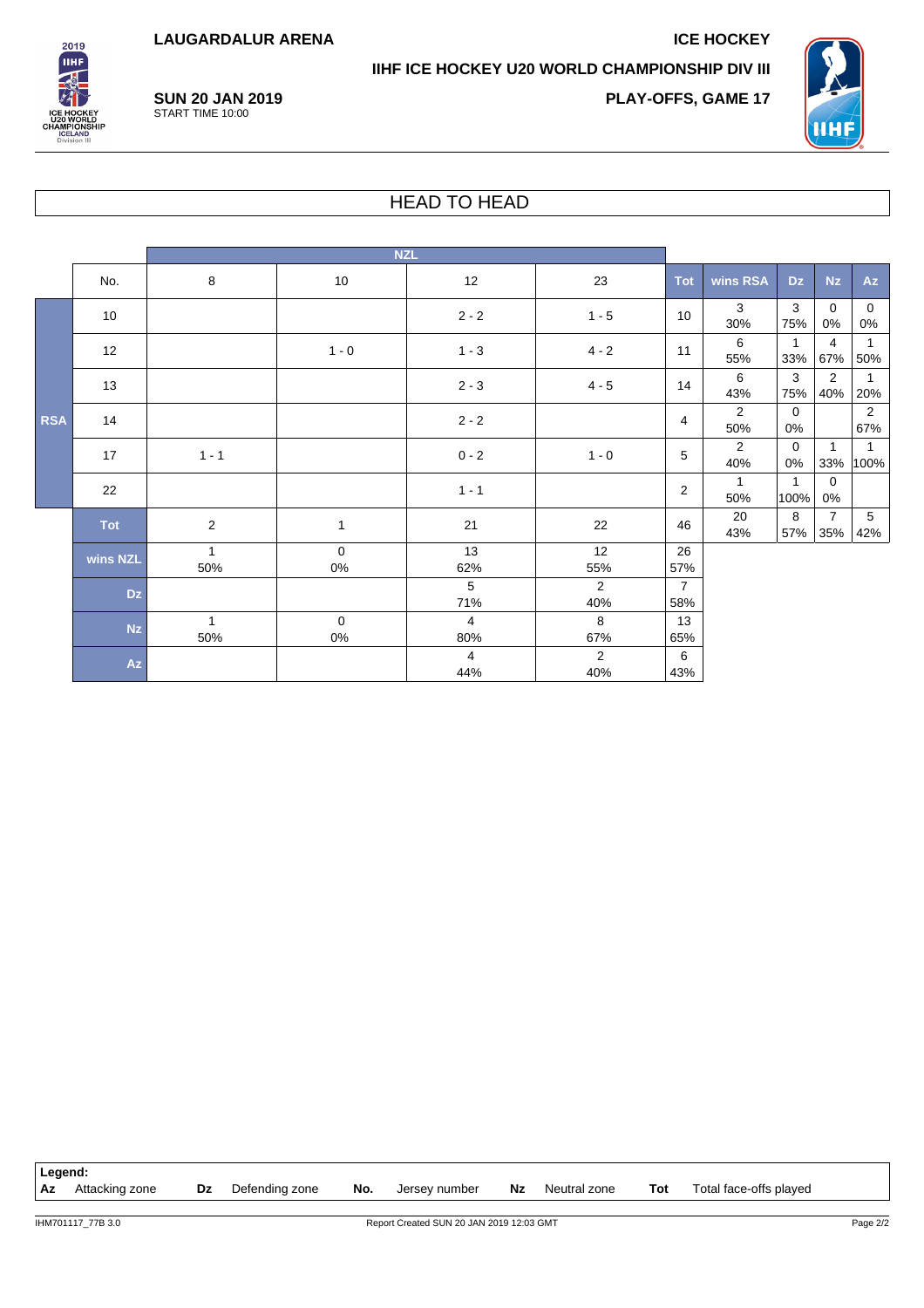LAUGARDALUR ARENA

ICE HOCKEY

IIHF ICE HOCKEY U20 WORLD CHAMPIONSHIP DIV III

**SUN 20 JAN 2019**
START TIME 10:00

**PLAY-OFFS, GAME 17**

# HEAD TO HEAD

| | | NZL | | | | | | | | |
|---|---|---|---|---|---|---|---|---|---|---|
| | No. | 8 | 10 | 12 | 23 | Tot | wins RSA | Dz | Nz | Az |
| RSA | 10 | | | 2 - 2 | 1 - 5 | 10 | 3 30% | 3 75% | 0 0% | 0 0% |
| | 12 | | 1 - 0 | 1 - 3 | 4 - 2 | 11 | 6 55% | 1 33% | 4 67% | 1 50% |
| | 13 | | | 2 - 3 | 4 - 5 | 14 | 6 43% | 3 75% | 2 40% | 1 20% |
| | 14 | | | 2 - 2 | | 4 | 2 50% | 0 0% | | 2 67% |
| | 17 | 1 - 1 | | 0 - 2 | 1 - 0 | 5 | 2 40% | 0 0% | 1 33% | 1 100% |
| | 22 | | | 1 - 1 | | 2 | 1 50% | 1 100% | 0 0% | |
| | Tot | 2 | 1 | 21 | 22 | 46 | 20 43% | 8 57% | 7 35% | 5 42% |
| | wins NZL | 1 50% | 0 0% | 13 62% | 12 55% | 26 57% | | | | |
| | Dz | | | 5 71% | 2 40% | 7 58% | | | | |
| | Nz | 1 50% | 0 0% | 4 80% | 8 67% | 13 65% | | | | |
| | Az | | | 4 44% | 2 40% | 6 43% | | | | |

**Legend:**
**Az** Attacking zone **Dz** Defending zone **No.** Jersey number **Nz** Neutral zone **Tot** Total face-offs played

IHM701117_77B 3.0 Report Created SUN 20 JAN 2019 12:03 GMT